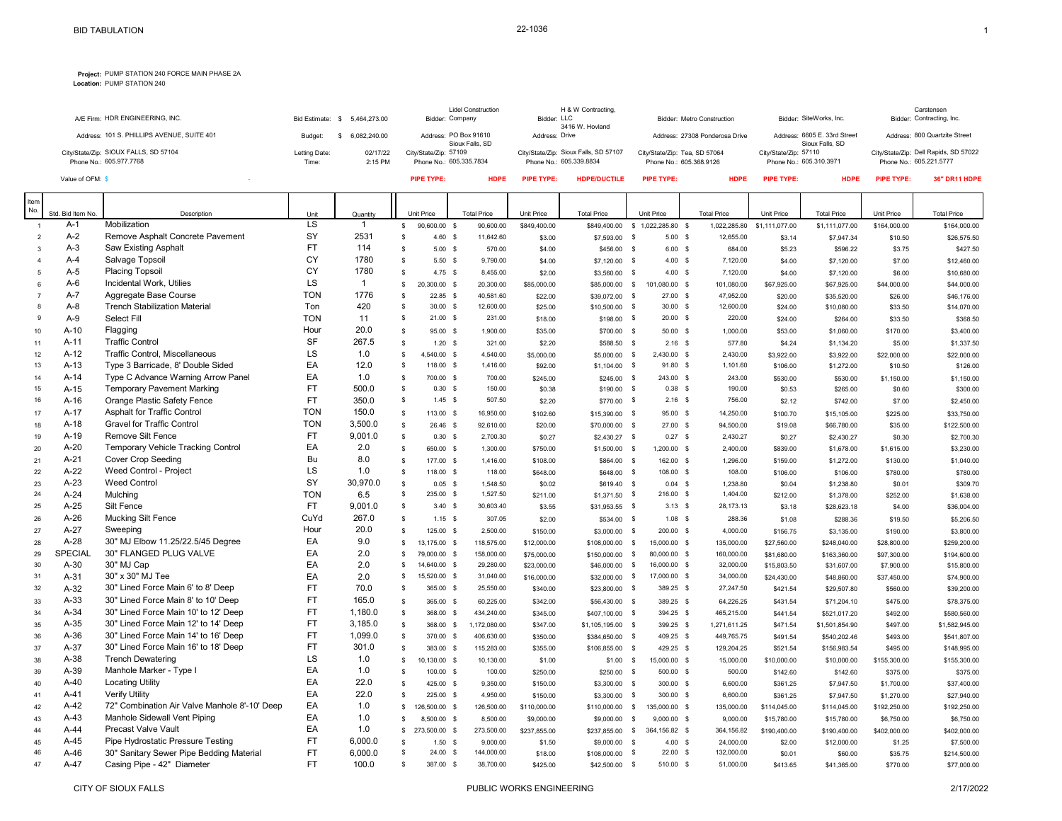BID TABULATION

22-1036

**Project:** PUMP STATION 240 FORCE MAIN PHASE 2A
**Location:** PUMP STATION 240

| | | | | | | |
|---|---|---|---|---|---|---|
| A/E Firm: HDR ENGINEERING, INC. | Bid Estimate: $ 5,464,273.00 | Bidder: Lidel Construction Company | Bidder: H & W Contracting, LLC | Bidder: Metro Construction | Bidder: SiteWorks, Inc. | Bidder: Carstensen Contracting, Inc. |
| Address: 101 S. PHILLIPS AVENUE, SUITE 401 | Budget: $ 6,082,240.00 | Address: PO Box 91610 | Address: 3416 W. Hovland Drive | Address: 27308 Ponderosa Drive | Address: 6605 E. 33rd Street | Address: 800 Quartzite Street |
| City/State/Zip: SIOUX FALLS, SD 57104 | Letting Date: 02/17/22 | City/State/Zip: Sioux Falls, SD 57109 | City/State/Zip: Sioux Falls, SD 57107 | City/State/Zip: Tea, SD 57064 | City/State/Zip: Sioux Falls, SD 57110 | City/State/Zip: Dell Rapids, SD 57022 |
| Phone No.: 605.977.7768 | Time: 2:15 PM | Phone No.: 605.335.7834 | Phone No.: 605.339.8834 | Phone No.: 605.368.9126 | Phone No.: 605.310.3971 | Phone No.: 605.221.5777 |
| Value of OFM: $ - | | PIPE TYPE: HDPE | PIPE TYPE: HDPE/DUCTILE | PIPE TYPE: HDPE | PIPE TYPE: HDPE | PIPE TYPE: 36" DR11 HDPE |

| Item No. | Std. Bid Item No. | Description | Unit | Quantity | Lidel Unit Price | Lidel Total Price | H & W Unit Price | H & W Total Price | Metro Unit Price | Metro Total Price | SiteWorks Unit Price | SiteWorks Total Price | Carstensen Unit Price | Carstensen Total Price |
|---|---|---|---|---|---|---|---|---|---|---|---|---|---|---|
| 1 | A-1 | Mobilization | LS | 1 | $ 90,600.00 | $ 90,600.00 | $849,400.00 | $849,400.00 | $ 1,022,285.80 | $ 1,022,285.80 | $1,111,077.00 | $1,111,077.00 | $164,000.00 | $164,000.00 |
| 2 | A-2 | Remove Asphalt Concrete Pavement | SY | 2531 | $ 4.60 | $ 11,642.60 | $3.00 | $7,593.00 | $ 5.00 | $ 12,655.00 | $3.14 | $7,947.34 | $10.50 | $26,575.50 |
| 3 | A-3 | Saw Existing Asphalt | FT | 114 | $ 5.00 | $ 570.00 | $4.00 | $456.00 | $ 6.00 | $ 684.00 | $5.23 | $596.22 | $3.75 | $427.50 |
| 4 | A-4 | Salvage Topsoil | CY | 1780 | $ 5.50 | $ 9,790.00 | $4.00 | $7,120.00 | $ 4.00 | $ 7,120.00 | $4.00 | $7,120.00 | $7.00 | $12,460.00 |
| 5 | A-5 | Placing Topsoil | CY | 1780 | $ 4.75 | $ 8,455.00 | $2.00 | $3,560.00 | $ 4.00 | $ 7,120.00 | $4.00 | $7,120.00 | $6.00 | $10,680.00 |
| 6 | A-6 | Incidental Work, Utilies | LS | 1 | $ 20,300.00 | $ 20,300.00 | $85,000.00 | $85,000.00 | $ 101,080.00 | $ 101,080.00 | $67,925.00 | $67,925.00 | $44,000.00 | $44,000.00 |
| 7 | A-7 | Aggregate Base Course | TON | 1776 | $ 22.85 | $ 40,581.60 | $22.00 | $39,072.00 | $ 27.00 | $ 47,952.00 | $20.00 | $35,520.00 | $26.00 | $46,176.00 |
| 8 | A-8 | Trench Stabilization Material | Ton | 420 | $ 30.00 | $ 12,600.00 | $25.00 | $10,500.00 | $ 30.00 | $ 12,600.00 | $24.00 | $10,080.00 | $33.50 | $14,070.00 |
| 9 | A-9 | Select Fill | TON | 11 | $ 21.00 | $ 231.00 | $18.00 | $198.00 | $ 20.00 | $ 220.00 | $24.00 | $264.00 | $33.50 | $368.50 |
| 10 | A-10 | Flagging | Hour | 20.0 | $ 95.00 | $ 1,900.00 | $35.00 | $700.00 | $ 50.00 | $ 1,000.00 | $53.00 | $1,060.00 | $170.00 | $3,400.00 |
| 11 | A-11 | Traffic Control | SF | 267.5 | $ 1.20 | $ 321.00 | $2.20 | $588.50 | $ 2.16 | $ 577.80 | $4.24 | $1,134.20 | $5.00 | $1,337.50 |
| 12 | A-12 | Traffic Control, Miscellaneous | LS | 1.0 | $ 4,540.00 | $ 4,540.00 | $5,000.00 | $5,000.00 | $ 2,430.00 | $ 2,430.00 | $3,922.00 | $3,922.00 | $22,000.00 | $22,000.00 |
| 13 | A-13 | Type 3 Barricade, 8' Double Sided | EA | 12.0 | $ 118.00 | $ 1,416.00 | $92.00 | $1,104.00 | $ 91.80 | $ 1,101.60 | $106.00 | $1,272.00 | $10.50 | $126.00 |
| 14 | A-14 | Type C Advance Warning Arrow Panel | EA | 1.0 | $ 700.00 | $ 700.00 | $245.00 | $245.00 | $ 243.00 | $ 243.00 | $530.00 | $530.00 | $1,150.00 | $1,150.00 |
| 15 | A-15 | Temporary Pavement Marking | FT | 500.0 | $ 0.30 | $ 150.00 | $0.38 | $190.00 | $ 0.38 | $ 190.00 | $0.53 | $265.00 | $0.60 | $300.00 |
| 16 | A-16 | Orange Plastic Safety Fence | FT | 350.0 | $ 1.45 | $ 507.50 | $2.20 | $770.00 | $ 2.16 | $ 756.00 | $2.12 | $742.00 | $7.00 | $2,450.00 |
| 17 | A-17 | Asphalt for Traffic Control | TON | 150.0 | $ 113.00 | $ 16,950.00 | $102.60 | $15,390.00 | $ 95.00 | $ 14,250.00 | $100.70 | $15,105.00 | $225.00 | $33,750.00 |
| 18 | A-18 | Gravel for Traffic Control | TON | 3,500.0 | $ 26.46 | $ 92,610.00 | $20.00 | $70,000.00 | $ 27.00 | $ 94,500.00 | $19.08 | $66,780.00 | $35.00 | $122,500.00 |
| 19 | A-19 | Remove Silt Fence | FT | 9,001.0 | $ 0.30 | $ 2,700.30 | $0.27 | $2,430.27 | $ 0.27 | $ 2,430.27 | $0.27 | $2,430.27 | $0.30 | $2,700.30 |
| 20 | A-20 | Temporary Vehicle Tracking Control | EA | 2.0 | $ 650.00 | $ 1,300.00 | $750.00 | $1,500.00 | $ 1,200.00 | $ 2,400.00 | $839.00 | $1,678.00 | $1,615.00 | $3,230.00 |
| 21 | A-21 | Cover Crop Seeding | Bu | 8.0 | $ 177.00 | $ 1,416.00 | $108.00 | $864.00 | $ 162.00 | $ 1,296.00 | $159.00 | $1,272.00 | $130.00 | $1,040.00 |
| 22 | A-22 | Weed Control - Project | LS | 1.0 | $ 118.00 | $ 118.00 | $648.00 | $648.00 | $ 108.00 | $ 108.00 | $106.00 | $106.00 | $780.00 | $780.00 |
| 23 | A-23 | Weed Control | SY | 30,970.0 | $ 0.05 | $ 1,548.50 | $0.02 | $619.40 | $ 0.04 | $ 1,238.80 | $0.04 | $1,238.80 | $0.01 | $309.70 |
| 24 | A-24 | Mulching | TON | 6.5 | $ 235.00 | $ 1,527.50 | $211.00 | $1,371.50 | $ 216.00 | $ 1,404.00 | $212.00 | $1,378.00 | $252.00 | $1,638.00 |
| 25 | A-25 | Silt Fence | FT | 9,001.0 | $ 3.40 | $ 30,603.40 | $3.55 | $31,953.55 | $ 3.13 | $ 28,173.13 | $3.18 | $28,623.18 | $4.00 | $36,004.00 |
| 26 | A-26 | Mucking Silt Fence | CuYd | 267.0 | $ 1.15 | $ 307.05 | $2.00 | $534.00 | $ 1.08 | $ 288.36 | $1.08 | $288.36 | $19.50 | $5,206.50 |
| 27 | A-27 | Sweeping | Hour | 20.0 | $ 125.00 | $ 2,500.00 | $150.00 | $3,000.00 | $ 200.00 | $ 4,000.00 | $156.75 | $3,135.00 | $190.00 | $3,800.00 |
| 28 | A-28 | 30" MJ Elbow 11.25/22.5/45 Degree | EA | 9.0 | $ 13,175.00 | $ 118,575.00 | $12,000.00 | $108,000.00 | $ 15,000.00 | $ 135,000.00 | $27,560.00 | $248,040.00 | $28,800.00 | $259,200.00 |
| 29 | SPECIAL | 30" FLANGED PLUG VALVE | EA | 2.0 | $ 79,000.00 | $ 158,000.00 | $75,000.00 | $150,000.00 | $ 80,000.00 | $ 160,000.00 | $81,680.00 | $163,360.00 | $97,300.00 | $194,600.00 |
| 30 | A-30 | 30" MJ Cap | EA | 2.0 | $ 14,640.00 | $ 29,280.00 | $23,000.00 | $46,000.00 | $ 16,000.00 | $ 32,000.00 | $15,803.50 | $31,607.00 | $7,900.00 | $15,800.00 |
| 31 | A-31 | 30" x 30" MJ Tee | EA | 2.0 | $ 15,520.00 | $ 31,040.00 | $16,000.00 | $32,000.00 | $ 17,000.00 | $ 34,000.00 | $24,430.00 | $48,860.00 | $37,450.00 | $74,900.00 |
| 32 | A-32 | 30" Lined Force Main 6' to 8' Deep | FT | 70.0 | $ 365.00 | $ 25,550.00 | $340.00 | $23,800.00 | $ 389.25 | $ 27,247.50 | $421.54 | $29,507.80 | $560.00 | $39,200.00 |
| 33 | A-33 | 30" Lined Force Main 8' to 10' Deep | FT | 165.0 | $ 365.00 | $ 60,225.00 | $342.00 | $56,430.00 | $ 389.25 | $ 64,226.25 | $431.54 | $71,204.10 | $475.00 | $78,375.00 |
| 34 | A-34 | 30" Lined Force Main 10' to 12' Deep | FT | 1,180.0 | $ 368.00 | $ 434,240.00 | $345.00 | $407,100.00 | $ 394.25 | $ 465,215.00 | $441.54 | $521,017.20 | $492.00 | $580,560.00 |
| 35 | A-35 | 30" Lined Force Main 12' to 14' Deep | FT | 3,185.0 | $ 368.00 | $ 1,172,080.00 | $347.00 | $1,105,195.00 | $ 399.25 | $ 1,271,611.25 | $471.54 | $1,501,854.90 | $497.00 | $1,582,945.00 |
| 36 | A-36 | 30" Lined Force Main 14' to 16' Deep | FT | 1,099.0 | $ 370.00 | $ 406,630.00 | $350.00 | $384,650.00 | $ 409.25 | $ 449,765.75 | $491.54 | $540,202.46 | $493.00 | $541,807.00 |
| 37 | A-37 | 30" Lined Force Main 16' to 18' Deep | FT | 301.0 | $ 383.00 | $ 115,283.00 | $355.00 | $106,855.00 | $ 429.25 | $ 129,204.25 | $521.54 | $156,983.54 | $495.00 | $148,995.00 |
| 38 | A-38 | Trench Dewatering | LS | 1.0 | $ 10,130.00 | $ 10,130.00 | $1.00 | $1.00 | $ 15,000.00 | $ 15,000.00 | $10,000.00 | $10,000.00 | $155,300.00 | $155,300.00 |
| 39 | A-39 | Manhole Marker - Type I | EA | 1.0 | $ 100.00 | $ 100.00 | $250.00 | $250.00 | $ 500.00 | $ 500.00 | $142.60 | $142.60 | $375.00 | $375.00 |
| 40 | A-40 | Locating Utility | EA | 22.0 | $ 425.00 | $ 9,350.00 | $150.00 | $3,300.00 | $ 300.00 | $ 6,600.00 | $361.25 | $7,947.50 | $1,700.00 | $37,400.00 |
| 41 | A-41 | Verify Utility | EA | 22.0 | $ 225.00 | $ 4,950.00 | $150.00 | $3,300.00 | $ 300.00 | $ 6,600.00 | $361.25 | $7,947.50 | $1,270.00 | $27,940.00 |
| 42 | A-42 | 72" Combination Air Valve Manhole 8'-10' Deep | EA | 1.0 | $ 126,500.00 | $ 126,500.00 | $110,000.00 | $110,000.00 | $ 135,000.00 | $ 135,000.00 | $114,045.00 | $114,045.00 | $192,250.00 | $192,250.00 |
| 43 | A-43 | Manhole Sidewall Vent Piping | EA | 1.0 | $ 8,500.00 | $ 8,500.00 | $9,000.00 | $9,000.00 | $ 9,000.00 | $ 9,000.00 | $15,780.00 | $15,780.00 | $6,750.00 | $6,750.00 |
| 44 | A-44 | Precast Valve Vault | EA | 1.0 | $ 273,500.00 | $ 273,500.00 | $237,855.00 | $237,855.00 | $ 364,156.82 | $ 364,156.82 | $190,400.00 | $190,400.00 | $402,000.00 | $402,000.00 |
| 45 | A-45 | Pipe Hydrostatic Pressure Testing | FT | 6,000.0 | $ 1.50 | $ 9,000.00 | $1.50 | $9,000.00 | $ 4.00 | $ 24,000.00 | $2.00 | $12,000.00 | $1.25 | $7,500.00 |
| 46 | A-46 | 30" Sanitary Sewer Pipe Bedding Material | FT | 6,000.0 | $ 24.00 | $ 144,000.00 | $18.00 | $108,000.00 | $ 22.00 | $ 132,000.00 | $0.01 | $60.00 | $35.75 | $214,500.00 |
| 47 | A-47 | Casing Pipe - 42" Diameter | FT | 100.0 | $ 387.00 | $ 38,700.00 | $425.00 | $42,500.00 | $ 510.00 | $ 51,000.00 | $413.65 | $41,365.00 | $770.00 | $77,000.00 |

CITY OF SIOUX FALLS — PUBLIC WORKS ENGINEERING — 2/17/2022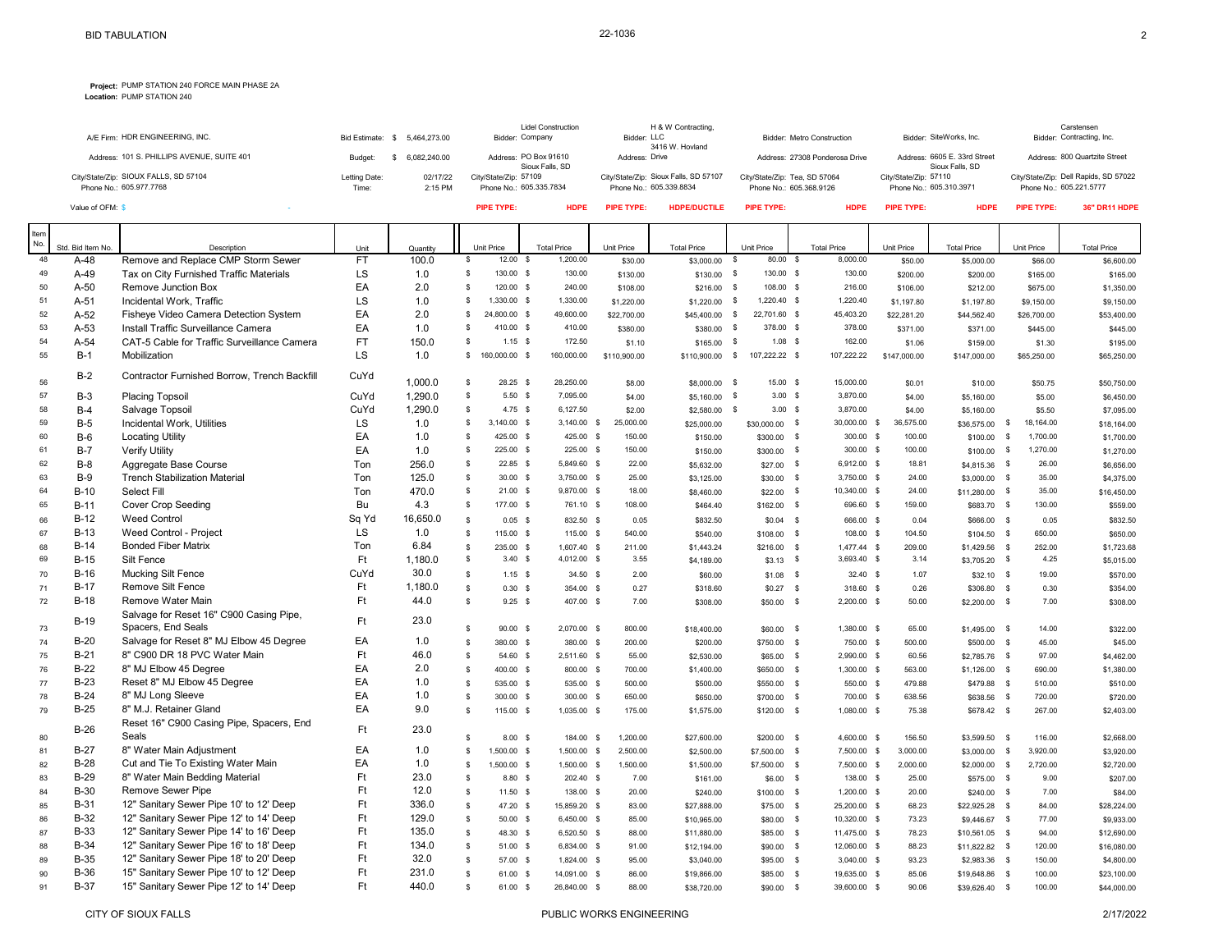**Project:** PUMP STATION 240 FORCE MAIN PHASE 2A
**Location:** PUMP STATION 240

| | | | | | | |
|---|---|---|---|---|---|---|
| A/E Firm: HDR ENGINEERING, INC. | Bid Estimate: $ 5,464,273.00 | Bidder: Lidel Construction Company | Bidder: H & W Contracting, LLC | Bidder: Metro Construction | Bidder: SiteWorks, Inc. | Bidder: Carstensen Contracting, Inc. |
| Address: 101 S. PHILLIPS AVENUE, SUITE 401 | Budget: $ 6,082,240.00 | Address: PO Box 91610 Sioux Falls, SD | Address: 3416 W. Hovland Drive | Address: 27308 Ponderosa Drive | Address: 6605 E. 33rd Street Sioux Falls, SD | Address: 800 Quartzite Street |
| City/State/Zip: SIOUX FALLS, SD 57104 | Letting Date: 02/17/22 | City/State/Zip: 57109 | City/State/Zip: Sioux Falls, SD 57107 | City/State/Zip: Tea, SD 57064 | City/State/Zip: 57110 | City/State/Zip: Dell Rapids, SD 57022 |
| Phone No.: 605.977.7768 | Time: 2:15 PM | Phone No.: 605.335.7834 | Phone No.: 605.339.8834 | Phone No.: 605.368.9126 | Phone No.: 605.310.3971 | Phone No.: 605.221.5777 |
| Value of OFM: $ - | | PIPE TYPE: HDPE | PIPE TYPE: HDPE/DUCTILE | PIPE TYPE: HDPE | PIPE TYPE: HDPE | PIPE TYPE: 36" DR11 HDPE |

| Item No. | Std. Bid Item No. | Description | Unit | Quantity | Lidel Unit Price | Lidel Total Price | H & W Unit Price | H & W Total Price | Metro Unit Price | Metro Total Price | SiteWorks Unit Price | SiteWorks Total Price | Carstensen Unit Price | Carstensen Total Price |
|---|---|---|---|---|---|---|---|---|---|---|---|---|---|---|
| 48 | A-48 | Remove and Replace CMP Storm Sewer | FT | 100.0 | $ 12.00 | $ 1,200.00 | $30.00 | $3,000.00 | $ 80.00 | $ 8,000.00 | $50.00 | $5,000.00 | $66.00 | $6,600.00 |
| 49 | A-49 | Tax on City Furnished Traffic Materials | LS | 1.0 | $ 130.00 | $ 130.00 | $130.00 | $130.00 | $ 130.00 | $ 130.00 | $200.00 | $200.00 | $165.00 | $165.00 |
| 50 | A-50 | Remove Junction Box | EA | 2.0 | $ 120.00 | $ 240.00 | $108.00 | $216.00 | $ 108.00 | $ 216.00 | $106.00 | $212.00 | $675.00 | $1,350.00 |
| 51 | A-51 | Incidental Work, Traffic | LS | 1.0 | $ 1,330.00 | $ 1,330.00 | $1,220.00 | $1,220.00 | $ 1,220.40 | $ 1,220.40 | $1,197.80 | $1,197.80 | $9,150.00 | $9,150.00 |
| 52 | A-52 | Fisheye Video Camera Detection System | EA | 2.0 | $ 24,800.00 | $ 49,600.00 | $22,700.00 | $45,400.00 | $ 22,701.60 | $ 45,403.20 | $22,281.20 | $44,562.40 | $26,700.00 | $53,400.00 |
| 53 | A-53 | Install Traffic Surveillance Camera | EA | 1.0 | $ 410.00 | $ 410.00 | $380.00 | $380.00 | $ 378.00 | $ 378.00 | $371.00 | $371.00 | $445.00 | $445.00 |
| 54 | A-54 | CAT-5 Cable for Traffic Surveillance Camera | FT | 150.0 | $ 1.15 | $ 172.50 | $1.10 | $165.00 | $ 1.08 | $ 162.00 | $1.06 | $159.00 | $1.30 | $195.00 |
| 55 | B-1 | Mobilization | LS | 1.0 | $ 160,000.00 | $ 160,000.00 | $110,900.00 | $110,900.00 | $ 107,222.22 | $ 107,222.22 | $147,000.00 | $147,000.00 | $65,250.00 | $65,250.00 |
| 56 | B-2 | Contractor Furnished Borrow, Trench Backfill | CuYd | 1,000.0 | $ 28.25 | $ 28,250.00 | $8.00 | $8,000.00 | $ 15.00 | $ 15,000.00 | $0.01 | $10.00 | $50.75 | $50,750.00 |
| 57 | B-3 | Placing Topsoil | CuYd | 1,290.0 | $ 5.50 | $ 7,095.00 | $4.00 | $5,160.00 | $ 3.00 | $ 3,870.00 | $4.00 | $5,160.00 | $5.00 | $6,450.00 |
| 58 | B-4 | Salvage Topsoil | CuYd | 1,290.0 | $ 4.75 | $ 6,127.50 | $2.00 | $2,580.00 | $ 3.00 | $ 3,870.00 | $4.00 | $5,160.00 | $5.50 | $7,095.00 |
| 59 | B-5 | Incidental Work, Utilities | LS | 1.0 | $ 3,140.00 | $ 3,140.00 | $ 25,000.00 | $25,000.00 | $30,000.00 | $ 30,000.00 | $ 36,575.00 | $36,575.00 | $ 18,164.00 | $18,164.00 |
| 60 | B-6 | Locating Utility | EA | 1.0 | $ 425.00 | $ 425.00 | $ 150.00 | $150.00 | $300.00 | $ 300.00 | $ 100.00 | $100.00 | $ 1,700.00 | $1,700.00 |
| 61 | B-7 | Verify Utility | EA | 1.0 | $ 225.00 | $ 225.00 | $ 150.00 | $150.00 | $300.00 | $ 300.00 | $ 100.00 | $100.00 | $ 1,270.00 | $1,270.00 |
| 62 | B-8 | Aggregate Base Course | Ton | 256.0 | $ 22.85 | $ 5,849.60 | $ 22.00 | $5,632.00 | $27.00 | $ 6,912.00 | $ 18.81 | $4,815.36 | $ 26.00 | $6,656.00 |
| 63 | B-9 | Trench Stabilization Material | Ton | 125.0 | $ 30.00 | $ 3,750.00 | $ 25.00 | $3,125.00 | $30.00 | $ 3,750.00 | $ 24.00 | $3,000.00 | $ 35.00 | $4,375.00 |
| 64 | B-10 | Select Fill | Ton | 470.0 | $ 21.00 | $ 9,870.00 | $ 18.00 | $8,460.00 | $22.00 | $ 10,340.00 | $ 24.00 | $11,280.00 | $ 35.00 | $16,450.00 |
| 65 | B-11 | Cover Crop Seeding | Bu | 4.3 | $ 177.00 | $ 761.10 | $ 108.00 | $464.40 | $162.00 | $ 696.60 | $ 159.00 | $683.70 | $ 130.00 | $559.00 |
| 66 | B-12 | Weed Control | Sq Yd | 16,650.0 | $ 0.05 | $ 832.50 | $ 0.05 | $832.50 | $0.04 | $ 666.00 | $ 0.04 | $666.00 | $ 0.05 | $832.50 |
| 67 | B-13 | Weed Control - Project | LS | 1.0 | $ 115.00 | $ 115.00 | $ 540.00 | $540.00 | $108.00 | $ 108.00 | $ 104.50 | $104.50 | $ 650.00 | $650.00 |
| 68 | B-14 | Bonded Fiber Matrix | Ton | 6.84 | $ 235.00 | $ 1,607.40 | $ 211.00 | $1,443.24 | $216.00 | $ 1,477.44 | $ 209.00 | $1,429.56 | $ 252.00 | $1,723.68 |
| 69 | B-15 | Silt Fence | Ft | 1,180.0 | $ 3.40 | $ 4,012.00 | $ 3.55 | $4,189.00 | $3.13 | $ 3,693.40 | $ 3.14 | $3,705.20 | $ 4.25 | $5,015.00 |
| 70 | B-16 | Mucking Silt Fence | CuYd | 30.0 | $ 1.15 | $ 34.50 | $ 2.00 | $60.00 | $1.08 | $ 32.40 | $ 1.07 | $32.10 | $ 19.00 | $570.00 |
| 71 | B-17 | Remove Silt Fence | Ft | 1,180.0 | $ 0.30 | $ 354.00 | $ 0.27 | $318.60 | $0.27 | $ 318.60 | $ 0.26 | $306.80 | $ 0.30 | $354.00 |
| 72 | B-18 | Remove Water Main | Ft | 44.0 | $ 9.25 | $ 407.00 | $ 7.00 | $308.00 | $50.00 | $ 2,200.00 | $ 50.00 | $2,200.00 | $ 7.00 | $308.00 |
| 73 | B-19 | Salvage for Reset 16" C900 Casing Pipe, Spacers, End Seals | Ft | 23.0 | $ 90.00 | $ 2,070.00 | $ 800.00 | $18,400.00 | $60.00 | $ 1,380.00 | $ 65.00 | $1,495.00 | $ 14.00 | $322.00 |
| 74 | B-20 | Salvage for Reset 8" MJ Elbow 45 Degree | EA | 1.0 | $ 380.00 | $ 380.00 | $ 200.00 | $200.00 | $750.00 | $ 750.00 | $ 500.00 | $500.00 | $ 45.00 | $45.00 |
| 75 | B-21 | 8" C900 DR 18 PVC Water Main | Ft | 46.0 | $ 54.60 | $ 2,511.60 | $ 55.00 | $2,530.00 | $65.00 | $ 2,990.00 | $ 60.56 | $2,785.76 | $ 97.00 | $4,462.00 |
| 76 | B-22 | 8" MJ Elbow 45 Degree | EA | 2.0 | $ 400.00 | $ 800.00 | $ 700.00 | $1,400.00 | $650.00 | $ 1,300.00 | $ 563.00 | $1,126.00 | $ 690.00 | $1,380.00 |
| 77 | B-23 | Reset 8" MJ Elbow 45 Degree | EA | 1.0 | $ 535.00 | $ 535.00 | $ 500.00 | $500.00 | $550.00 | $ 550.00 | $ 479.88 | $479.88 | $ 510.00 | $510.00 |
| 78 | B-24 | 8" MJ Long Sleeve | EA | 1.0 | $ 300.00 | $ 300.00 | $ 650.00 | $650.00 | $700.00 | $ 700.00 | $ 638.56 | $638.56 | $ 720.00 | $720.00 |
| 79 | B-25 | 8" M.J. Retainer Gland | EA | 9.0 | $ 115.00 | $ 1,035.00 | $ 175.00 | $1,575.00 | $120.00 | $ 1,080.00 | $ 75.38 | $678.42 | $ 267.00 | $2,403.00 |
| 80 | B-26 | Reset 16" C900 Casing Pipe, Spacers, End Seals | Ft | 23.0 | $ 8.00 | $ 184.00 | $ 1,200.00 | $27,600.00 | $200.00 | $ 4,600.00 | $ 156.50 | $3,599.50 | $ 116.00 | $2,668.00 |
| 81 | B-27 | 8" Water Main Adjustment | EA | 1.0 | $ 1,500.00 | $ 1,500.00 | $ 2,500.00 | $2,500.00 | $7,500.00 | $ 7,500.00 | $ 3,000.00 | $3,000.00 | $ 3,920.00 | $3,920.00 |
| 82 | B-28 | Cut and Tie To Existing Water Main | EA | 1.0 | $ 1,500.00 | $ 1,500.00 | $ 1,500.00 | $1,500.00 | $7,500.00 | $ 7,500.00 | $ 2,000.00 | $2,000.00 | $ 2,720.00 | $2,720.00 |
| 83 | B-29 | 8" Water Main Bedding Material | Ft | 23.0 | $ 8.80 | $ 202.40 | $ 7.00 | $161.00 | $6.00 | $ 138.00 | $ 25.00 | $575.00 | $ 9.00 | $207.00 |
| 84 | B-30 | Remove Sewer Pipe | Ft | 12.0 | $ 11.50 | $ 138.00 | $ 20.00 | $240.00 | $100.00 | $ 1,200.00 | $ 20.00 | $240.00 | $ 7.00 | $84.00 |
| 85 | B-31 | 12" Sanitary Sewer Pipe 10' to 12' Deep | Ft | 336.0 | $ 47.20 | $ 15,859.20 | $ 83.00 | $27,888.00 | $75.00 | $ 25,200.00 | $ 68.23 | $22,925.28 | $ 84.00 | $28,224.00 |
| 86 | B-32 | 12" Sanitary Sewer Pipe 12' to 14' Deep | Ft | 129.0 | $ 50.00 | $ 6,450.00 | $ 85.00 | $10,965.00 | $80.00 | $ 10,320.00 | $ 73.23 | $9,446.67 | $ 77.00 | $9,933.00 |
| 87 | B-33 | 12" Sanitary Sewer Pipe 14' to 16' Deep | Ft | 135.0 | $ 48.30 | $ 6,520.50 | $ 88.00 | $11,880.00 | $85.00 | $ 11,475.00 | $ 78.23 | $10,561.05 | $ 94.00 | $12,690.00 |
| 88 | B-34 | 12" Sanitary Sewer Pipe 16' to 18' Deep | Ft | 134.0 | $ 51.00 | $ 6,834.00 | $ 91.00 | $12,194.00 | $90.00 | $ 12,060.00 | $ 88.23 | $11,822.82 | $ 120.00 | $16,080.00 |
| 89 | B-35 | 12" Sanitary Sewer Pipe 18' to 20' Deep | Ft | 32.0 | $ 57.00 | $ 1,824.00 | $ 95.00 | $3,040.00 | $95.00 | $ 3,040.00 | $ 93.23 | $2,983.36 | $ 150.00 | $4,800.00 |
| 90 | B-36 | 15" Sanitary Sewer Pipe 10' to 12' Deep | Ft | 231.0 | $ 61.00 | $ 14,091.00 | $ 86.00 | $19,866.00 | $85.00 | $ 19,635.00 | $ 85.06 | $19,648.86 | $ 100.00 | $23,100.00 |
| 91 | B-37 | 15" Sanitary Sewer Pipe 12' to 14' Deep | Ft | 440.0 | $ 61.00 | $ 26,840.00 | $ 88.00 | $38,720.00 | $90.00 | $ 39,600.00 | $ 90.06 | $39,626.40 | $ 100.00 | $44,000.00 |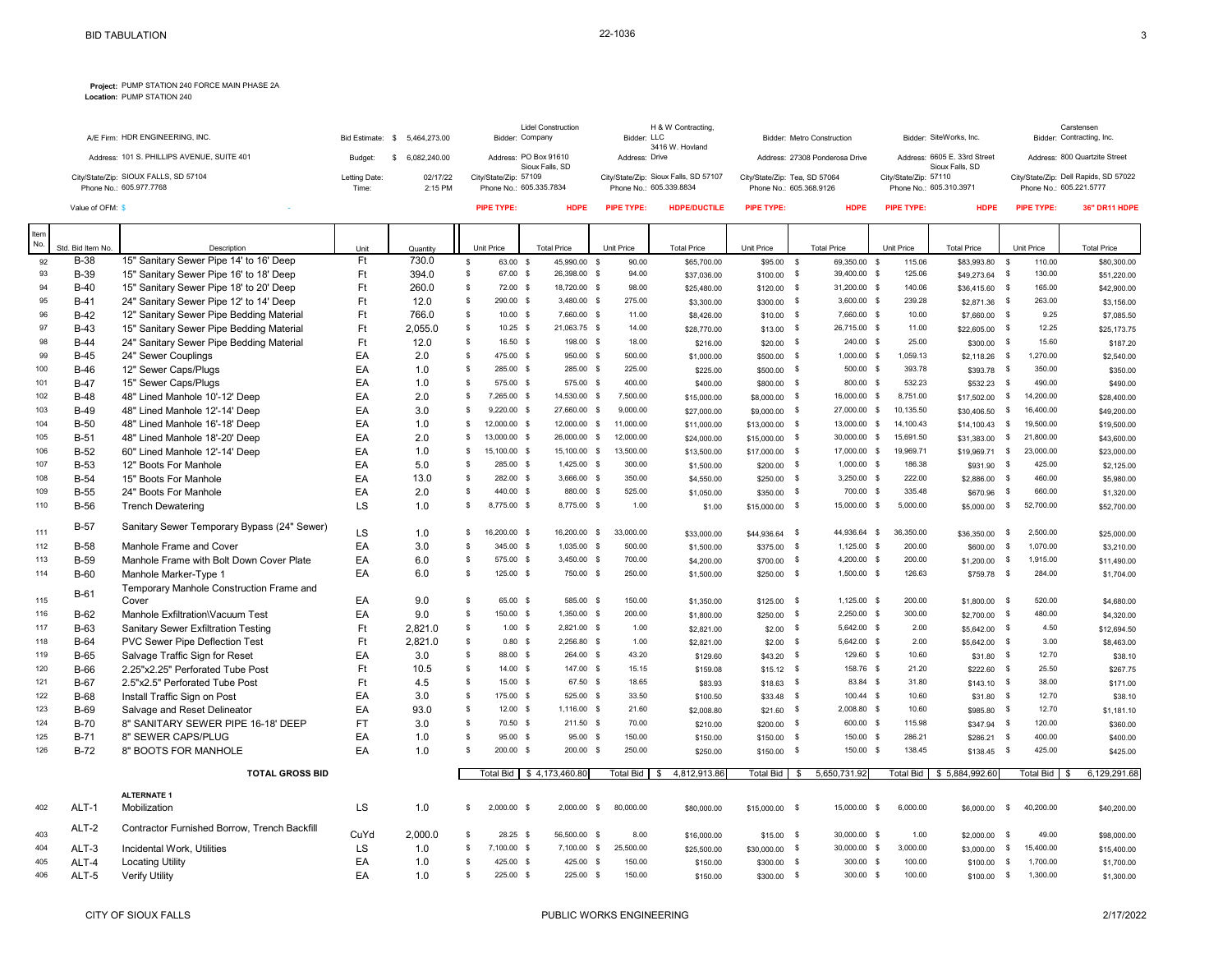# BID TABULATION

22-1036

**Project:** PUMP STATION 240 FORCE MAIN PHASE 2A
**Location:** PUMP STATION 240

A/E Firm: HDR ENGINEERING, INC.
Address: 101 S. PHILLIPS AVENUE, SUITE 401
City/State/Zip: SIOUX FALLS, SD 57104
Phone No.: 605.977.7768
Value of OFM: $ -

Bid Estimate: $ 5,464,273.00
Budget: $ 6,082,240.00
Letting Date: 02/17/22
Time: 2:15 PM

| Bidder | Address | City/State/Zip | Phone No. | Pipe Type |
|---|---|---|---|---|
| Lidel Construction Company | PO Box 91610 Sioux Falls, SD | 57109 | 605.335.7834 | HDPE |
| H & W Contracting, LLC | 3416 W. Hovland Drive | Sioux Falls, SD 57107 | 605.339.8834 | HDPE/DUCTILE |
| Metro Construction | 27308 Ponderosa Drive | Tea, SD 57064 | 605.368.9126 | HDPE |
| SiteWorks, Inc. | 6605 E. 33rd Street Sioux Falls, SD | 57110 | 605.310.3971 | HDPE |
| Carstensen Contracting, Inc. | 800 Quartzite Street | Dell Rapids, SD 57022 | 605.221.5777 | 36" DR11 HDPE |

| Item No. | Std. Bid Item No. | Description | Unit | Quantity | Lidel Unit Price | Lidel Total Price | H & W Unit Price | H & W Total Price | Metro Unit Price | Metro Total Price | SiteWorks Unit Price | SiteWorks Total Price | Carstensen Unit Price | Carstensen Total Price |
|---|---|---|---|---|---|---|---|---|---|---|---|---|---|---|
| 92 | B-38 | 15" Sanitary Sewer Pipe 14' to 16' Deep | Ft | 730.0 | $ 63.00 | $ 45,990.00 | $ 90.00 | $65,700.00 | $95.00 | $ 69,350.00 | $ 115.06 | $83,993.80 | $ 110.00 | $80,300.00 |
| 93 | B-39 | 15" Sanitary Sewer Pipe 16' to 18' Deep | Ft | 394.0 | $ 67.00 | $ 26,398.00 | $ 94.00 | $37,036.00 | $100.00 | $ 39,400.00 | $ 125.06 | $49,273.64 | $ 130.00 | $51,220.00 |
| 94 | B-40 | 15" Sanitary Sewer Pipe 18' to 20' Deep | Ft | 260.0 | $ 72.00 | $ 18,720.00 | $ 98.00 | $25,480.00 | $120.00 | $ 31,200.00 | $ 140.06 | $36,415.60 | $ 165.00 | $42,900.00 |
| 95 | B-41 | 24" Sanitary Sewer Pipe 12' to 14' Deep | Ft | 12.0 | $ 290.00 | $ 3,480.00 | $ 275.00 | $3,300.00 | $300.00 | $ 3,600.00 | $ 239.28 | $2,871.36 | $ 263.00 | $3,156.00 |
| 96 | B-42 | 12" Sanitary Sewer Pipe Bedding Material | Ft | 766.0 | $ 10.00 | $ 7,660.00 | $ 11.00 | $8,426.00 | $10.00 | $ 7,660.00 | $ 10.00 | $7,660.00 | $ 9.25 | $7,085.50 |
| 97 | B-43 | 15" Sanitary Sewer Pipe Bedding Material | Ft | 2,055.0 | $ 10.25 | $ 21,063.75 | $ 14.00 | $28,770.00 | $13.00 | $ 26,715.00 | $ 11.00 | $22,605.00 | $ 12.25 | $25,173.75 |
| 98 | B-44 | 24" Sanitary Sewer Pipe Bedding Material | Ft | 12.0 | $ 16.50 | $ 198.00 | $ 18.00 | $216.00 | $20.00 | $ 240.00 | $ 25.00 | $300.00 | $ 15.60 | $187.20 |
| 99 | B-45 | 24" Sewer Couplings | EA | 2.0 | $ 475.00 | $ 950.00 | $ 500.00 | $1,000.00 | $500.00 | $ 1,000.00 | $ 1,059.13 | $2,118.26 | $ 1,270.00 | $2,540.00 |
| 100 | B-46 | 12" Sewer Caps/Plugs | EA | 1.0 | $ 285.00 | $ 285.00 | $ 225.00 | $225.00 | $500.00 | $ 500.00 | $ 393.78 | $393.78 | $ 350.00 | $350.00 |
| 101 | B-47 | 15" Sewer Caps/Plugs | EA | 1.0 | $ 575.00 | $ 575.00 | $ 400.00 | $400.00 | $800.00 | $ 800.00 | $ 532.23 | $532.23 | $ 490.00 | $490.00 |
| 102 | B-48 | 48" Lined Manhole 10'-12' Deep | EA | 2.0 | $ 7,265.00 | $ 14,530.00 | $ 7,500.00 | $15,000.00 | $8,000.00 | $ 16,000.00 | $ 8,751.00 | $17,502.00 | $ 14,200.00 | $28,400.00 |
| 103 | B-49 | 48" Lined Manhole 12'-14' Deep | EA | 3.0 | $ 9,220.00 | $ 27,660.00 | $ 9,000.00 | $27,000.00 | $9,000.00 | $ 27,000.00 | $ 10,135.50 | $30,406.50 | $ 16,400.00 | $49,200.00 |
| 104 | B-50 | 48" Lined Manhole 16'-18' Deep | EA | 1.0 | $ 12,000.00 | $ 12,000.00 | $ 11,000.00 | $11,000.00 | $13,000.00 | $ 13,000.00 | $ 14,100.43 | $14,100.43 | $ 19,500.00 | $19,500.00 |
| 105 | B-51 | 48" Lined Manhole 18'-20' Deep | EA | 2.0 | $ 13,000.00 | $ 26,000.00 | $ 12,000.00 | $24,000.00 | $15,000.00 | $ 30,000.00 | $ 15,691.50 | $31,383.00 | $ 21,800.00 | $43,600.00 |
| 106 | B-52 | 60" Lined Manhole 12'-14' Deep | EA | 1.0 | $ 15,100.00 | $ 15,100.00 | $ 13,500.00 | $13,500.00 | $17,000.00 | $ 17,000.00 | $ 19,969.71 | $19,969.71 | $ 23,000.00 | $23,000.00 |
| 107 | B-53 | 12" Boots For Manhole | EA | 5.0 | $ 285.00 | $ 1,425.00 | $ 300.00 | $1,500.00 | $200.00 | $ 1,000.00 | $ 186.38 | $931.90 | $ 425.00 | $2,125.00 |
| 108 | B-54 | 15" Boots For Manhole | EA | 13.0 | $ 282.00 | $ 3,666.00 | $ 350.00 | $4,550.00 | $250.00 | $ 3,250.00 | $ 222.00 | $2,886.00 | $ 460.00 | $5,980.00 |
| 109 | B-55 | 24" Boots For Manhole | EA | 2.0 | $ 440.00 | $ 880.00 | $ 525.00 | $1,050.00 | $350.00 | $ 700.00 | $ 335.48 | $670.96 | $ 660.00 | $1,320.00 |
| 110 | B-56 | Trench Dewatering | LS | 1.0 | $ 8,775.00 | $ 8,775.00 | $ 1.00 | $1.00 | $15,000.00 | $ 15,000.00 | $ 5,000.00 | $5,000.00 | $ 52,700.00 | $52,700.00 |
| 111 | B-57 | Sanitary Sewer Temporary Bypass (24" Sewer) | LS | 1.0 | $ 16,200.00 | $ 16,200.00 | $ 33,000.00 | $33,000.00 | $44,936.64 | $ 44,936.64 | $ 36,350.00 | $36,350.00 | $ 2,500.00 | $25,000.00 |
| 112 | B-58 | Manhole Frame and Cover | EA | 3.0 | $ 345.00 | $ 1,035.00 | $ 500.00 | $1,500.00 | $375.00 | $ 1,125.00 | $ 200.00 | $600.00 | $ 1,070.00 | $3,210.00 |
| 113 | B-59 | Manhole Frame with Bolt Down Cover Plate | EA | 6.0 | $ 575.00 | $ 3,450.00 | $ 700.00 | $4,200.00 | $700.00 | $ 4,200.00 | $ 200.00 | $1,200.00 | $ 1,915.00 | $11,490.00 |
| 114 | B-60 | Manhole Marker-Type 1 | EA | 6.0 | $ 125.00 | $ 750.00 | $ 250.00 | $1,500.00 | $250.00 | $ 1,500.00 | $ 126.63 | $759.78 | $ 284.00 | $1,704.00 |
| 115 | B-61 | Temporary Manhole Construction Frame and Cover | EA | 9.0 | $ 65.00 | $ 585.00 | $ 150.00 | $1,350.00 | $125.00 | $ 1,125.00 | $ 200.00 | $1,800.00 | $ 520.00 | $4,680.00 |
| 116 | B-62 | Manhole Exfiltration\Vacuum Test | EA | 9.0 | $ 150.00 | $ 1,350.00 | $ 200.00 | $1,800.00 | $250.00 | $ 2,250.00 | $ 300.00 | $2,700.00 | $ 480.00 | $4,320.00 |
| 117 | B-63 | Sanitary Sewer Exfiltration Testing | Ft | 2,821.0 | $ 1.00 | $ 2,821.00 | $ 1.00 | $2,821.00 | $2.00 | $ 5,642.00 | $ 2.00 | $5,642.00 | $ 4.50 | $12,694.50 |
| 118 | B-64 | PVC Sewer Pipe Deflection Test | Ft | 2,821.0 | $ 0.80 | $ 2,256.80 | $ 1.00 | $2,821.00 | $2.00 | $ 5,642.00 | $ 2.00 | $5,642.00 | $ 3.00 | $8,463.00 |
| 119 | B-65 | Salvage Traffic Sign for Reset | EA | 3.0 | $ 88.00 | $ 264.00 | $ 43.20 | $129.60 | $43.20 | $ 129.60 | $ 10.60 | $31.80 | $ 12.70 | $38.10 |
| 120 | B-66 | 2.25"x2.25" Perforated Tube Post | Ft | 10.5 | $ 14.00 | $ 147.00 | $ 15.15 | $159.08 | $15.12 | $ 158.76 | $ 21.20 | $222.60 | $ 25.50 | $267.75 |
| 121 | B-67 | 2.5"x2.5" Perforated Tube Post | Ft | 4.5 | $ 15.00 | $ 67.50 | $ 18.65 | $83.93 | $18.63 | $ 83.84 | $ 31.80 | $143.10 | $ 38.00 | $171.00 |
| 122 | B-68 | Install Traffic Sign on Post | EA | 3.0 | $ 175.00 | $ 525.00 | $ 33.50 | $100.50 | $33.48 | $ 100.44 | $ 10.60 | $31.80 | $ 12.70 | $38.10 |
| 123 | B-69 | Salvage and Reset Delineator | EA | 93.0 | $ 12.00 | $ 1,116.00 | $ 21.60 | $2,008.80 | $21.60 | $ 2,008.80 | $ 10.60 | $985.80 | $ 12.70 | $1,181.10 |
| 124 | B-70 | 8" SANITARY SEWER PIPE 16-18' DEEP | FT | 3.0 | $ 70.50 | $ 211.50 | $ 70.00 | $210.00 | $200.00 | $ 600.00 | $ 115.98 | $347.94 | $ 120.00 | $360.00 |
| 125 | B-71 | 8" SEWER CAPS/PLUG | EA | 1.0 | $ 95.00 | $ 95.00 | $ 150.00 | $150.00 | $150.00 | $ 150.00 | $ 286.21 | $286.21 | $ 400.00 | $400.00 |
| 126 | B-72 | 8" BOOTS FOR MANHOLE | EA | 1.0 | $ 200.00 | $ 200.00 | $ 250.00 | $250.00 | $150.00 | $ 150.00 | $ 138.45 | $138.45 | $ 425.00 | $425.00 |
| | | **TOTAL GROSS BID** | | | Total Bid | $ 4,173,460.80 | Total Bid | $ 4,812,913.86 | Total Bid | $ 5,650,731.92 | Total Bid | $ 5,884,992.60 | Total Bid | $ 6,129,291.68 |
| | | **ALTERNATE 1** | | | | | | | | | | | | |
| 402 | ALT-1 | Mobilization | LS | 1.0 | $ 2,000.00 | $ 2,000.00 | $ 80,000.00 | $80,000.00 | $15,000.00 | $ 15,000.00 | $ 6,000.00 | $6,000.00 | $ 40,200.00 | $40,200.00 |
| 403 | ALT-2 | Contractor Furnished Borrow, Trench Backfill | CuYd | 2,000.0 | $ 28.25 | $ 56,500.00 | $ 8.00 | $16,000.00 | $15.00 | $ 30,000.00 | $ 1.00 | $2,000.00 | $ 49.00 | $98,000.00 |
| 404 | ALT-3 | Incidental Work, Utilities | LS | 1.0 | $ 7,100.00 | $ 7,100.00 | $ 25,500.00 | $25,500.00 | $30,000.00 | $ 30,000.00 | $ 3,000.00 | $3,000.00 | $ 15,400.00 | $15,400.00 |
| 405 | ALT-4 | Locating Utility | EA | 1.0 | $ 425.00 | $ 425.00 | $ 150.00 | $150.00 | $300.00 | $ 300.00 | $ 100.00 | $100.00 | $ 1,700.00 | $1,700.00 |
| 406 | ALT-5 | Verify Utility | EA | 1.0 | $ 225.00 | $ 225.00 | $ 150.00 | $150.00 | $300.00 | $ 300.00 | $ 100.00 | $100.00 | $ 1,300.00 | $1,300.00 |

CITY OF SIOUX FALLS — PUBLIC WORKS ENGINEERING — 2/17/2022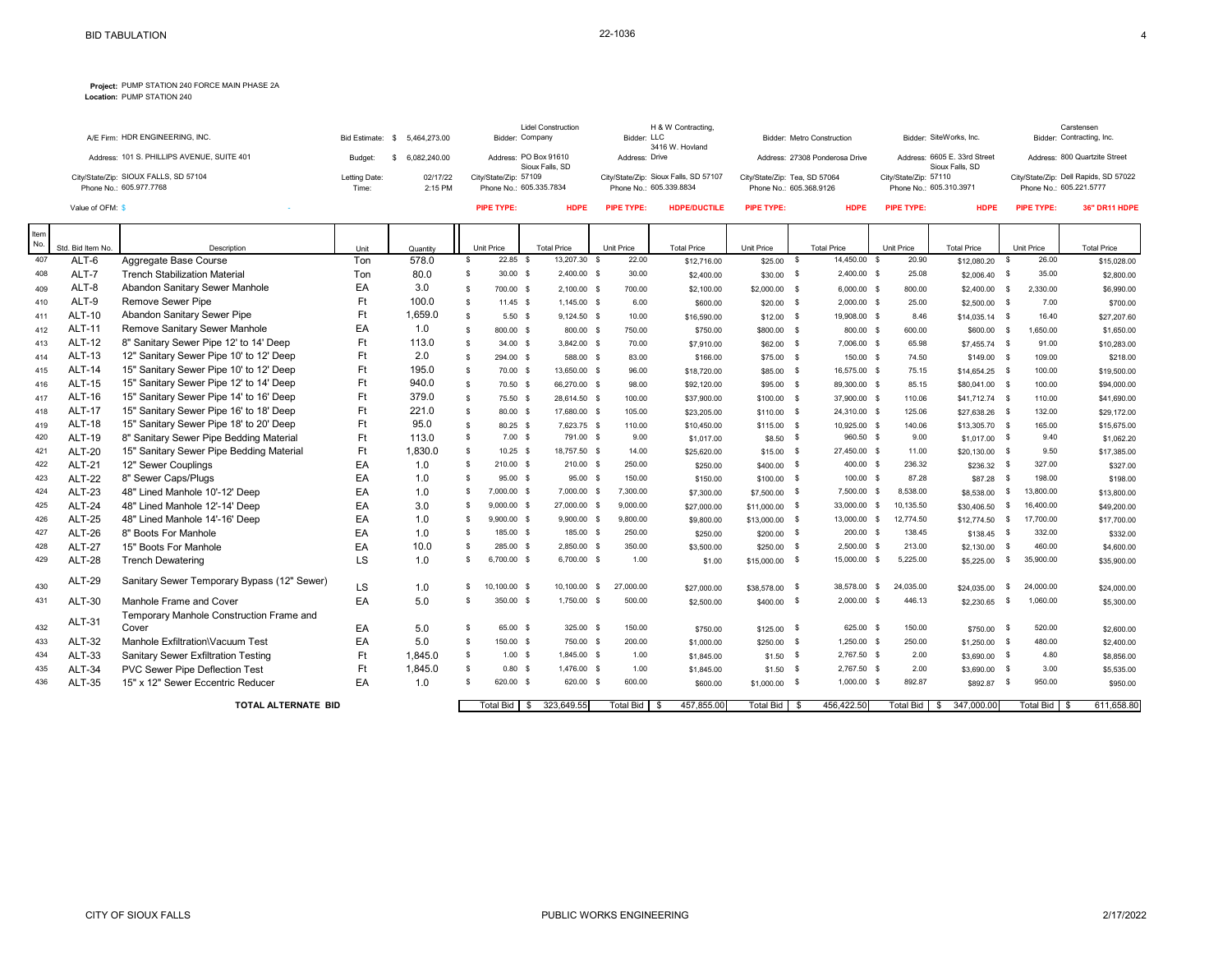BID TABULATION

22-1036

**Project:** PUMP STATION 240 FORCE MAIN PHASE 2A
**Location:** PUMP STATION 240

| | | | | | | | | | | | | | |
|---|---|---|---|---|---|---|---|---|---|---|---|---|---|
| A/E Firm: HDR ENGINEERING, INC. | Bid Estimate: $ 5,464,273.00 | Bidder: Lidel Construction Company | | Bidder: H & W Contracting, LLC | | Bidder: Metro Construction | | Bidder: SiteWorks, Inc. | | Bidder: Carstensen Contracting, Inc. | | | |
| Address: 101 S. PHILLIPS AVENUE, SUITE 401 | Budget: $ 6,082,240.00 | Address: PO Box 91610 Sioux Falls, SD | | Address: 3416 W. Hovland Drive | | Address: 27308 Ponderosa Drive | | Address: 6605 E. 33rd Street Sioux Falls, SD | | Address: 800 Quartzite Street | | | |
| City/State/Zip: SIOUX FALLS, SD 57104 | Letting Date: 02/17/22 | City/State/Zip: 57109 | | City/State/Zip: Sioux Falls, SD 57107 | | City/State/Zip: Tea, SD 57064 | | City/State/Zip: 57110 | | City/State/Zip: Dell Rapids, SD 57022 | | | |
| Phone No.: 605.977.7768 | Time: 2:15 PM | Phone No.: 605.335.7834 | | Phone No.: 605.339.8834 | | Phone No.: 605.368.9126 | | Phone No.: 605.310.3971 | | Phone No.: 605.221.5777 | | | |
| Value of OFM: $ - | | PIPE TYPE: | HDPE | PIPE TYPE: | HDPE/DUCTILE | PIPE TYPE: | HDPE | PIPE TYPE: | HDPE | PIPE TYPE: | 36" DR11 HDPE | | |

| Item No. | Std. Bid Item No. | Description | Unit | Quantity | Lidel Unit Price | Lidel Total Price | H & W Unit Price | H & W Total Price | Metro Unit Price | Metro Total Price | SiteWorks Unit Price | SiteWorks Total Price | Carstensen Unit Price | Carstensen Total Price |
|---|---|---|---|---|---|---|---|---|---|---|---|---|---|---|
| 407 | ALT-6 | Aggregate Base Course | Ton | 578.0 | $ 22.85 | $ 13,207.30 | $ 22.00 | $12,716.00 | $25.00 | $ 14,450.00 | $ 20.90 | $12,080.20 | $ 26.00 | $15,028.00 |
| 408 | ALT-7 | Trench Stabilization Material | Ton | 80.0 | $ 30.00 | $ 2,400.00 | $ 30.00 | $2,400.00 | $30.00 | $ 2,400.00 | $ 25.08 | $2,006.40 | $ 35.00 | $2,800.00 |
| 409 | ALT-8 | Abandon Sanitary Sewer Manhole | EA | 3.0 | $ 700.00 | $ 2,100.00 | $ 700.00 | $2,100.00 | $2,000.00 | $ 6,000.00 | $ 800.00 | $2,400.00 | $ 2,330.00 | $6,990.00 |
| 410 | ALT-9 | Remove Sewer Pipe | Ft | 100.0 | $ 11.45 | $ 1,145.00 | $ 6.00 | $600.00 | $20.00 | $ 2,000.00 | $ 25.00 | $2,500.00 | $ 7.00 | $700.00 |
| 411 | ALT-10 | Abandon Sanitary Sewer Pipe | Ft | 1,659.0 | $ 5.50 | $ 9,124.50 | $ 10.00 | $16,590.00 | $12.00 | $ 19,908.00 | $ 8.46 | $14,035.14 | $ 16.40 | $27,207.60 |
| 412 | ALT-11 | Remove Sanitary Sewer Manhole | EA | 1.0 | $ 800.00 | $ 800.00 | $ 750.00 | $750.00 | $800.00 | $ 800.00 | $ 600.00 | $600.00 | $ 1,650.00 | $1,650.00 |
| 413 | ALT-12 | 8" Sanitary Sewer Pipe 12' to 14' Deep | Ft | 113.0 | $ 34.00 | $ 3,842.00 | $ 70.00 | $7,910.00 | $62.00 | $ 7,006.00 | $ 65.98 | $7,455.74 | $ 91.00 | $10,283.00 |
| 414 | ALT-13 | 12" Sanitary Sewer Pipe 10' to 12' Deep | Ft | 2.0 | $ 294.00 | $ 588.00 | $ 83.00 | $166.00 | $75.00 | $ 150.00 | $ 74.50 | $149.00 | $ 109.00 | $218.00 |
| 415 | ALT-14 | 15" Sanitary Sewer Pipe 10' to 12' Deep | Ft | 195.0 | $ 70.00 | $ 13,650.00 | $ 96.00 | $18,720.00 | $85.00 | $ 16,575.00 | $ 75.15 | $14,654.25 | $ 100.00 | $19,500.00 |
| 416 | ALT-15 | 15" Sanitary Sewer Pipe 12' to 14' Deep | Ft | 940.0 | $ 70.50 | $ 66,270.00 | $ 98.00 | $92,120.00 | $95.00 | $ 89,300.00 | $ 85.15 | $80,041.00 | $ 100.00 | $94,000.00 |
| 417 | ALT-16 | 15" Sanitary Sewer Pipe 14' to 16' Deep | Ft | 379.0 | $ 75.50 | $ 28,614.50 | $ 100.00 | $37,900.00 | $100.00 | $ 37,900.00 | $ 110.06 | $41,712.74 | $ 110.00 | $41,690.00 |
| 418 | ALT-17 | 15" Sanitary Sewer Pipe 16' to 18' Deep | Ft | 221.0 | $ 80.00 | $ 17,680.00 | $ 105.00 | $23,205.00 | $110.00 | $ 24,310.00 | $ 125.06 | $27,638.26 | $ 132.00 | $29,172.00 |
| 419 | ALT-18 | 15" Sanitary Sewer Pipe 18' to 20' Deep | Ft | 95.0 | $ 80.25 | $ 7,623.75 | $ 110.00 | $10,450.00 | $115.00 | $ 10,925.00 | $ 140.06 | $13,305.70 | $ 165.00 | $15,675.00 |
| 420 | ALT-19 | 8" Sanitary Sewer Pipe Bedding Material | Ft | 113.0 | $ 7.00 | $ 791.00 | $ 9.00 | $1,017.00 | $8.50 | $ 960.50 | $ 9.00 | $1,017.00 | $ 9.40 | $1,062.20 |
| 421 | ALT-20 | 15" Sanitary Sewer Pipe Bedding Material | Ft | 1,830.0 | $ 10.25 | $ 18,757.50 | $ 14.00 | $25,620.00 | $15.00 | $ 27,450.00 | $ 11.00 | $20,130.00 | $ 9.50 | $17,385.00 |
| 422 | ALT-21 | 12" Sewer Couplings | EA | 1.0 | $ 210.00 | $ 210.00 | $ 250.00 | $250.00 | $400.00 | $ 400.00 | $ 236.32 | $236.32 | $ 327.00 | $327.00 |
| 423 | ALT-22 | 8" Sewer Caps/Plugs | EA | 1.0 | $ 95.00 | $ 95.00 | $ 150.00 | $150.00 | $100.00 | $ 100.00 | $ 87.28 | $87.28 | $ 198.00 | $198.00 |
| 424 | ALT-23 | 48" Lined Manhole 10'-12' Deep | EA | 1.0 | $ 7,000.00 | $ 7,000.00 | $ 7,300.00 | $7,300.00 | $7,500.00 | $ 7,500.00 | $ 8,538.00 | $8,538.00 | $ 13,800.00 | $13,800.00 |
| 425 | ALT-24 | 48" Lined Manhole 12'-14' Deep | EA | 3.0 | $ 9,000.00 | $ 27,000.00 | $ 9,000.00 | $27,000.00 | $11,000.00 | $ 33,000.00 | $ 10,135.50 | $30,406.50 | $ 16,400.00 | $49,200.00 |
| 426 | ALT-25 | 48" Lined Manhole 14'-16' Deep | EA | 1.0 | $ 9,900.00 | $ 9,900.00 | $ 9,800.00 | $9,800.00 | $13,000.00 | $ 13,000.00 | $ 12,774.50 | $12,774.50 | $ 17,700.00 | $17,700.00 |
| 427 | ALT-26 | 8" Boots For Manhole | EA | 1.0 | $ 185.00 | $ 185.00 | $ 250.00 | $250.00 | $200.00 | $ 200.00 | $ 138.45 | $138.45 | $ 332.00 | $332.00 |
| 428 | ALT-27 | 15" Boots For Manhole | EA | 10.0 | $ 285.00 | $ 2,850.00 | $ 350.00 | $3,500.00 | $250.00 | $ 2,500.00 | $ 213.00 | $2,130.00 | $ 460.00 | $4,600.00 |
| 429 | ALT-28 | Trench Dewatering | LS | 1.0 | $ 6,700.00 | $ 6,700.00 | $ 1.00 | $1.00 | $15,000.00 | $ 15,000.00 | $ 5,225.00 | $5,225.00 | $ 35,900.00 | $35,900.00 |
| 430 | ALT-29 | Sanitary Sewer Temporary Bypass (12" Sewer) | LS | 1.0 | $ 10,100.00 | $ 10,100.00 | $ 27,000.00 | $27,000.00 | $38,578.00 | $ 38,578.00 | $ 24,035.00 | $24,035.00 | $ 24,000.00 | $24,000.00 |
| 431 | ALT-30 | Manhole Frame and Cover | EA | 5.0 | $ 350.00 | $ 1,750.00 | $ 500.00 | $2,500.00 | $400.00 | $ 2,000.00 | $ 446.13 | $2,230.65 | $ 1,060.00 | $5,300.00 |
| 432 | ALT-31 | Temporary Manhole Construction Frame and Cover | EA | 5.0 | $ 65.00 | $ 325.00 | $ 150.00 | $750.00 | $125.00 | $ 625.00 | $ 150.00 | $750.00 | $ 520.00 | $2,600.00 |
| 433 | ALT-32 | Manhole Exfiltration\Vacuum Test | EA | 5.0 | $ 150.00 | $ 750.00 | $ 200.00 | $1,000.00 | $250.00 | $ 1,250.00 | $ 250.00 | $1,250.00 | $ 480.00 | $2,400.00 |
| 434 | ALT-33 | Sanitary Sewer Exfiltration Testing | Ft | 1,845.0 | $ 1.00 | $ 1,845.00 | $ 1.00 | $1,845.00 | $1.50 | $ 2,767.50 | $ 2.00 | $3,690.00 | $ 4.80 | $8,856.00 |
| 435 | ALT-34 | PVC Sewer Pipe Deflection Test | Ft | 1,845.0 | $ 0.80 | $ 1,476.00 | $ 1.00 | $1,845.00 | $1.50 | $ 2,767.50 | $ 2.00 | $3,690.00 | $ 3.00 | $5,535.00 |
| 436 | ALT-35 | 15" x 12" Sewer Eccentric Reducer | EA | 1.0 | $ 620.00 | $ 620.00 | $ 600.00 | $600.00 | $1,000.00 | $ 1,000.00 | $ 892.87 | $892.87 | $ 950.00 | $950.00 |
| | | **TOTAL ALTERNATE BID** | | | Total Bid | $ 323,649.55 | Total Bid | $ 457,855.00 | Total Bid | $ 456,422.50 | Total Bid | $ 347,000.00 | Total Bid | $ 611,658.80 |

CITY OF SIOUX FALLS

PUBLIC WORKS ENGINEERING

2/17/2022